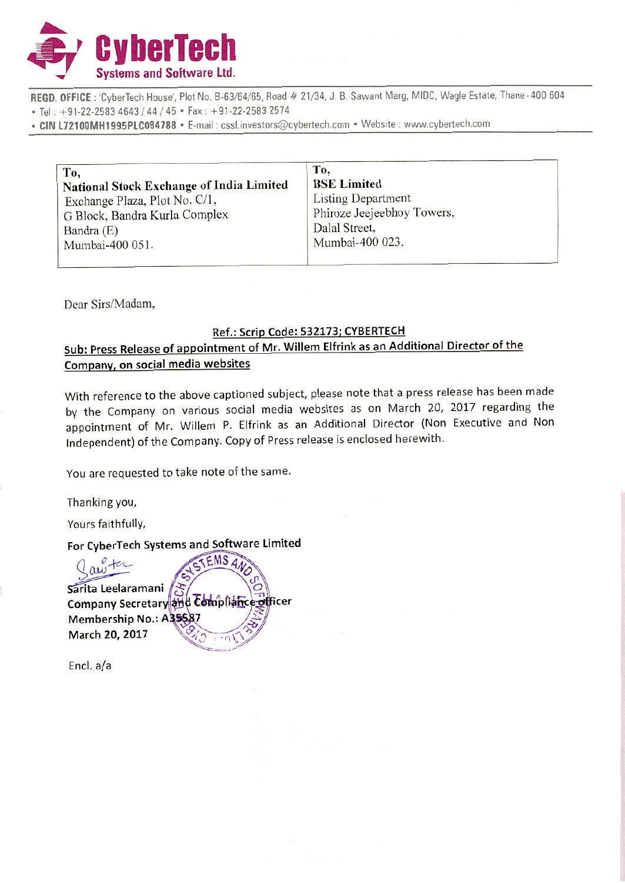# CyberTech Systems and Software Ltd.

**REGD. OFFICE** : 'CyberTech House', Plot No. B-63/64/65, Road # 21/34, J. B. Sawant Marg, MIDC, Wagle Estate, Thane - 400 604
• Tel : +91-22-2583 4643 / 44 / 45 • Fax : +91-22-2583 2574
• **CIN L72100MH1995PLC084788** • E-mail : cssl.investors@cybertech.com • Website : www.cybertech.com

| To,<br>**National Stock Exchange of India Limited**<br>Exchange Plaza, Plot No. C/1,<br>G Block, Bandra Kurla Complex<br>Bandra (E)<br>Mumbai-400 051. | To,<br>**BSE Limited**<br>Listing Department<br>Phiroze Jeejeebhoy Towers,<br>Dalal Street,<br>Mumbai-400 023. |
|---|---|

Dear Sirs/Madam,

**Ref.: Scrip Code: 532173; CYBERTECH**

**Sub: Press Release of appointment of Mr. Willem Elfrink as an Additional Director of the Company, on social media websites**

With reference to the above captioned subject, please note that a press release has been made by the Company on various social media websites as on March 20, 2017 regarding the appointment of Mr. Willem P. Elfrink as an Additional Director (Non Executive and Non Independent) of the Company. Copy of Press release is enclosed herewith.

You are requested to take note of the same.

Thanking you,

Yours faithfully,

**For CyberTech Systems and Software Limited**

**Sarita Leelaramani**
**Company Secretary and Compliance officer**
**Membership No.: A35587**
**March 20, 2017**

Encl. a/a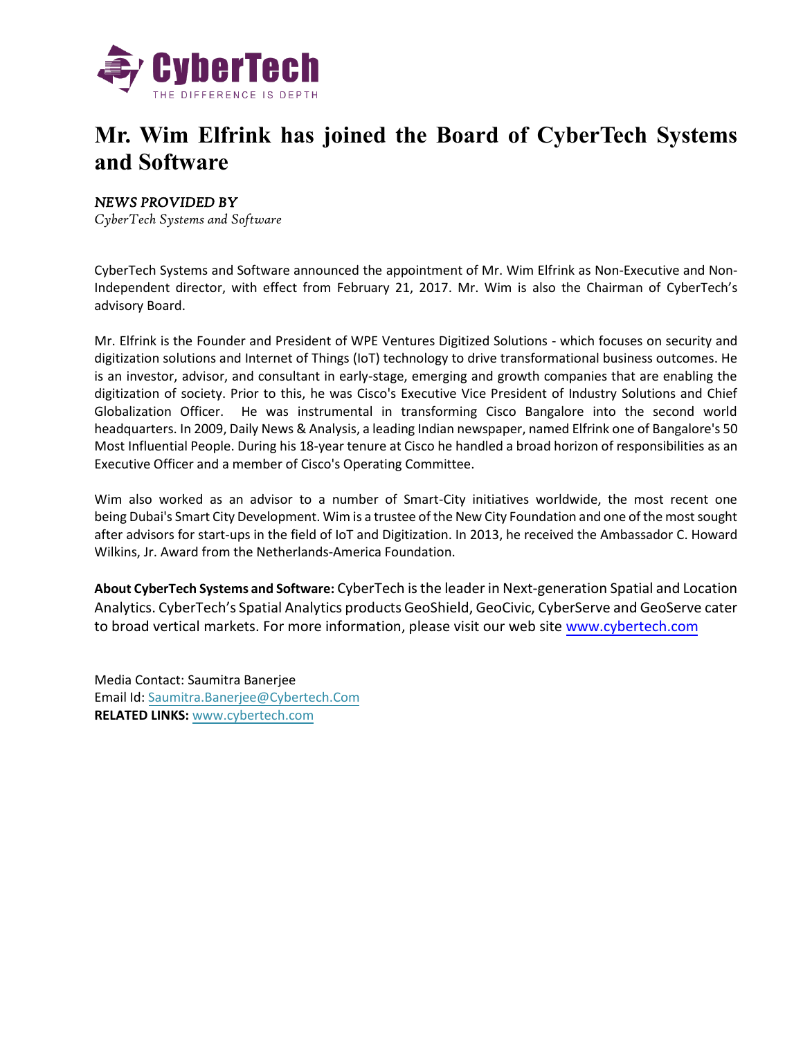CyberTech

THE DIFFERENCE IS DEPTH

# Mr. Wim Elfrink has joined the Board of CyberTech Systems and Software

*NEWS PROVIDED BY*

*CyberTech Systems and Software*

CyberTech Systems and Software announced the appointment of Mr. Wim Elfrink as Non-Executive and Non-Independent director, with effect from February 21, 2017. Mr. Wim is also the Chairman of CyberTech's advisory Board.

Mr. Elfrink is the Founder and President of WPE Ventures Digitized Solutions - which focuses on security and digitization solutions and Internet of Things (IoT) technology to drive transformational business outcomes. He is an investor, advisor, and consultant in early-stage, emerging and growth companies that are enabling the digitization of society. Prior to this, he was Cisco's Executive Vice President of Industry Solutions and Chief Globalization Officer. He was instrumental in transforming Cisco Bangalore into the second world headquarters. In 2009, Daily News & Analysis, a leading Indian newspaper, named Elfrink one of Bangalore's 50 Most Influential People. During his 18-year tenure at Cisco he handled a broad horizon of responsibilities as an Executive Officer and a member of Cisco's Operating Committee.

Wim also worked as an advisor to a number of Smart-City initiatives worldwide, the most recent one being Dubai's Smart City Development. Wim is a trustee of the New City Foundation and one of the most sought after advisors for start-ups in the field of IoT and Digitization. In 2013, he received the Ambassador C. Howard Wilkins, Jr. Award from the Netherlands-America Foundation.

**About CyberTech Systems and Software:** CyberTech is the leader in Next-generation Spatial and Location Analytics. CyberTech's Spatial Analytics products GeoShield, GeoCivic, CyberServe and GeoServe cater to broad vertical markets. For more information, please visit our web site www.cybertech.com

Media Contact: Saumitra Banerjee
Email Id: Saumitra.Banerjee@Cybertech.Com
**RELATED LINKS:** www.cybertech.com